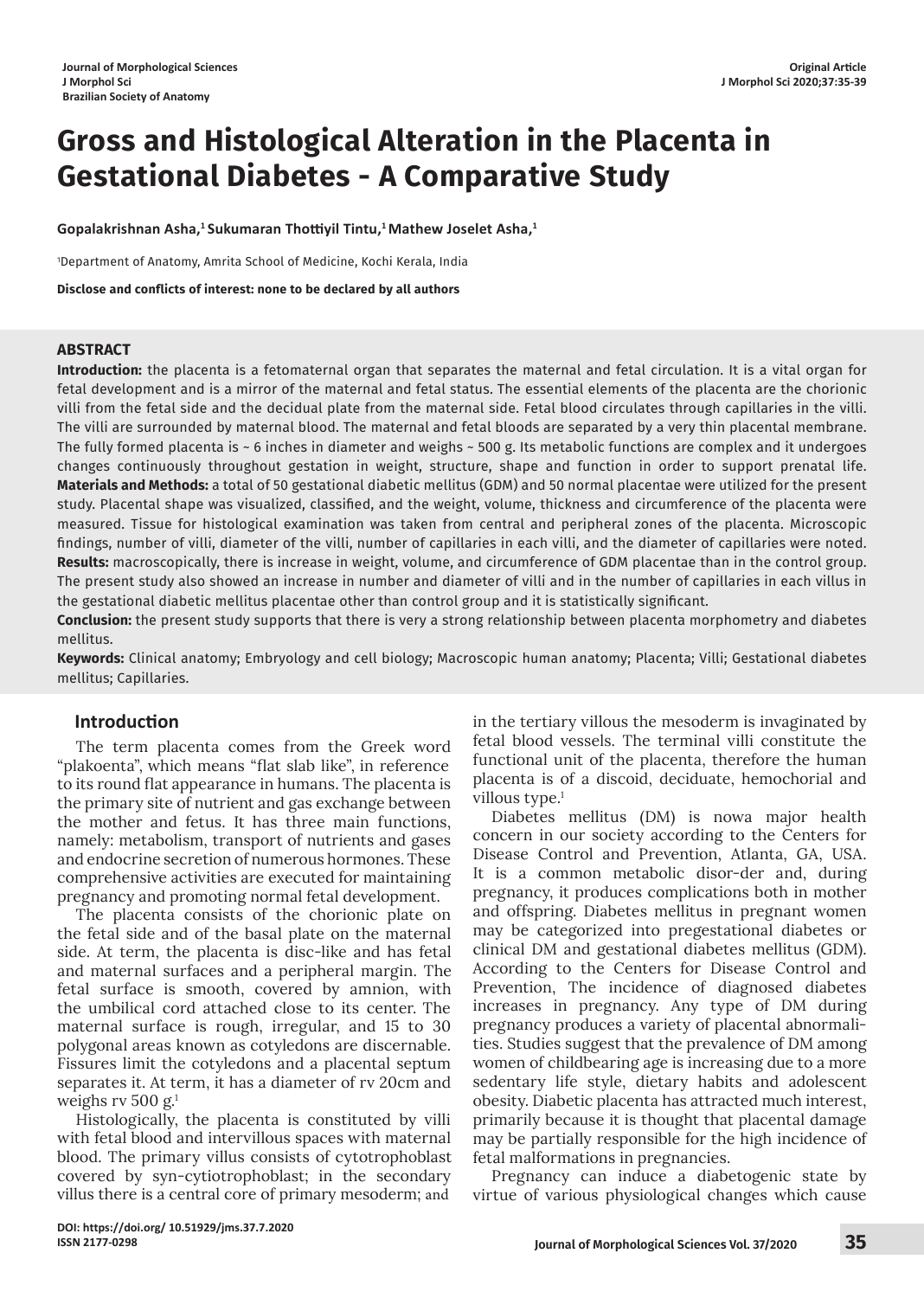# Gross and Histological Alteration in the Placenta in Gestational Diabetes - A Comparative Study

**Gopalakrishnan Asha,[1] Sukumaran Thottiyil Tintu,[1] Mathew Joselet Asha,[1]**

[1]Department of Anatomy, Amrita School of Medicine, Kochi Kerala, India

**Disclose and conflicts of interest: none to be declared by all authors**

## ABSTRACT

**Introduction:** the placenta is a fetomaternal organ that separates the maternal and fetal circulation. It is a vital organ for fetal development and is a mirror of the maternal and fetal status. The essential elements of the placenta are the chorionic villi from the fetal side and the decidual plate from the maternal side. Fetal blood circulates through capillaries in the villi. The villi are surrounded by maternal blood. The maternal and fetal bloods are separated by a very thin placental membrane. The fully formed placenta is ~ 6 inches in diameter and weighs ~ 500 g. Its metabolic functions are complex and it undergoes changes continuously throughout gestation in weight, structure, shape and function in order to support prenatal life.

**Materials and Methods:** a total of 50 gestational diabetic mellitus (GDM) and 50 normal placentae were utilized for the present study. Placental shape was visualized, classified, and the weight, volume, thickness and circumference of the placenta were measured. Tissue for histological examination was taken from central and peripheral zones of the placenta. Microscopic findings, number of villi, diameter of the villi, number of capillaries in each villi, and the diameter of capillaries were noted.

**Results:** macroscopically, there is increase in weight, volume, and circumference of GDM placentae than in the control group. The present study also showed an increase in number and diameter of villi and in the number of capillaries in each villus in the gestational diabetic mellitus placentae other than control group and it is statistically significant.

**Conclusion:** the present study supports that there is very a strong relationship between placenta morphometry and diabetes mellitus.

**Keywords:** Clinical anatomy; Embryology and cell biology; Macroscopic human anatomy; Placenta; Villi; Gestational diabetes mellitus; Capillaries.

## Introduction

The term placenta comes from the Greek word "plakoenta", which means "flat slab like", in reference to its round flat appearance in humans. The placenta is the primary site of nutrient and gas exchange between the mother and fetus. It has three main functions, namely: metabolism, transport of nutrients and gases and endocrine secretion of numerous hormones. These comprehensive activities are executed for maintaining pregnancy and promoting normal fetal development.

The placenta consists of the chorionic plate on the fetal side and of the basal plate on the maternal side. At term, the placenta is disc-like and has fetal and maternal surfaces and a peripheral margin. The fetal surface is smooth, covered by amnion, with the umbilical cord attached close to its center. The maternal surface is rough, irregular, and 15 to 30 polygonal areas known as cotyledons are discernable. Fissures limit the cotyledons and a placental septum separates it. At term, it has a diameter of rv 20cm and weighs rv 500 g.[1]

Histologically, the placenta is constituted by villi with fetal blood and intervillous spaces with maternal blood. The primary villus consists of cytotrophoblast covered by syn-cytiotrophoblast; in the secondary villus there is a central core of primary mesoderm; and in the tertiary villous the mesoderm is invaginated by fetal blood vessels. The terminal villi constitute the functional unit of the placenta, therefore the human placenta is of a discoid, deciduate, hemochorial and villous type.[1]

Diabetes mellitus (DM) is nowa major health concern in our society according to the Centers for Disease Control and Prevention, Atlanta, GA, USA. It is a common metabolic disor-der and, during pregnancy, it produces complications both in mother and offspring. Diabetes mellitus in pregnant women may be categorized into pregestational diabetes or clinical DM and gestational diabetes mellitus (GDM). According to the Centers for Disease Control and Prevention, The incidence of diagnosed diabetes increases in pregnancy. Any type of DM during pregnancy produces a variety of placental abnormali-ties. Studies suggest that the prevalence of DM among women of childbearing age is increasing due to a more sedentary life style, dietary habits and adolescent obesity. Diabetic placenta has attracted much interest, primarily because it is thought that placental damage may be partially responsible for the high incidence of fetal malformations in pregnancies.

Pregnancy can induce a diabetogenic state by virtue of various physiological changes which cause

DOI: https://doi.org/ 10.51929/jms.37.7.2020
ISSN 2177-0298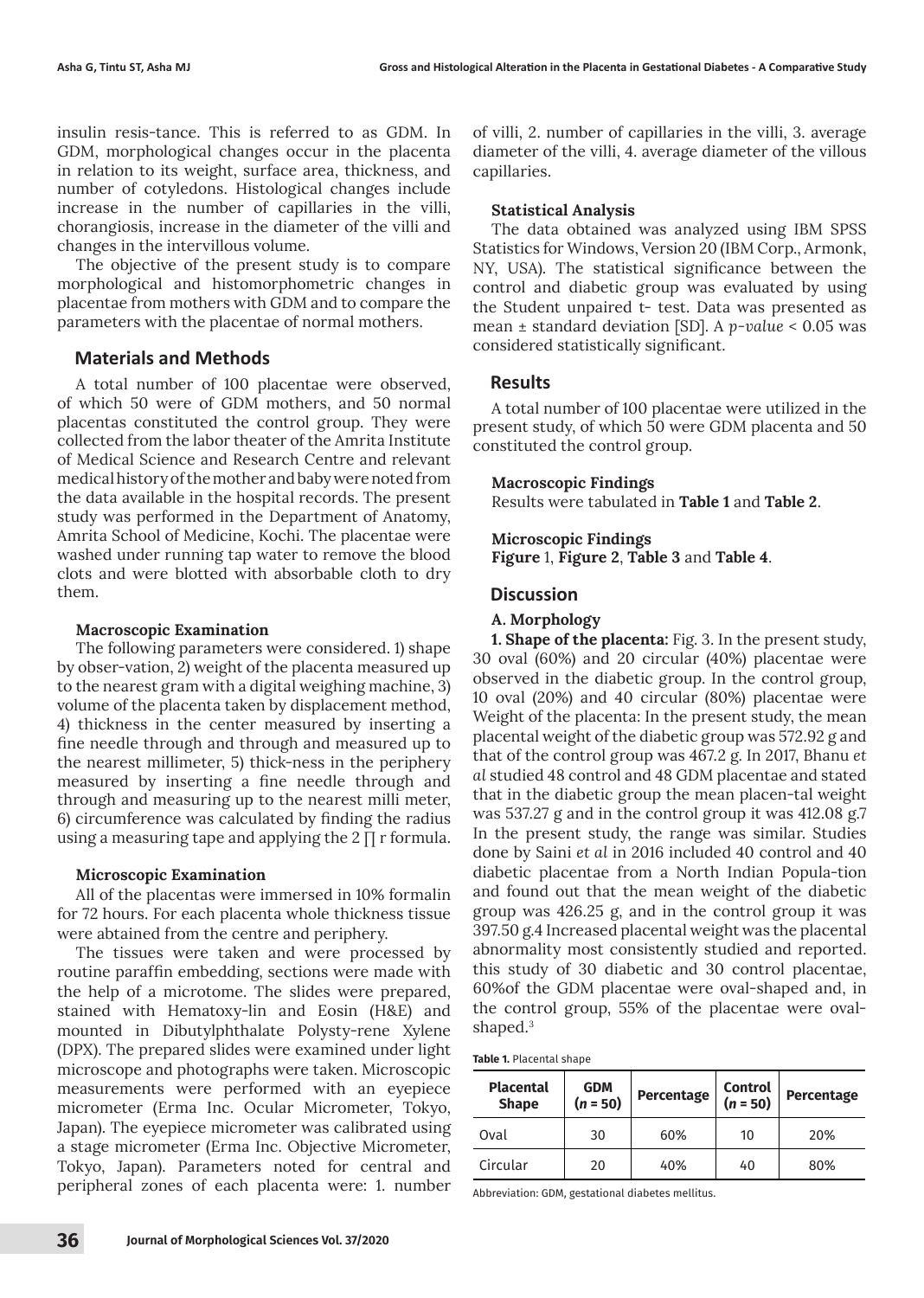insulin resis-tance. This is referred to as GDM. In GDM, morphological changes occur in the placenta in relation to its weight, surface area, thickness, and number of cotyledons. Histological changes include increase in the number of capillaries in the villi, chorangiosis, increase in the diameter of the villi and changes in the intervillous volume.

The objective of the present study is to compare morphological and histomorphometric changes in placentae from mothers with GDM and to compare the parameters with the placentae of normal mothers.

## Materials and Methods

A total number of 100 placentae were observed, of which 50 were of GDM mothers, and 50 normal placentas constituted the control group. They were collected from the labor theater of the Amrita Institute of Medical Science and Research Centre and relevant medical history of the mother and baby were noted from the data available in the hospital records. The present study was performed in the Department of Anatomy, Amrita School of Medicine, Kochi. The placentae were washed under running tap water to remove the blood clots and were blotted with absorbable cloth to dry them.

### Macroscopic Examination

The following parameters were considered. 1) shape by obser-vation, 2) weight of the placenta measured up to the nearest gram with a digital weighing machine, 3) volume of the placenta taken by displacement method, 4) thickness in the center measured by inserting a fine needle through and through and measured up to the nearest millimeter, 5) thick-ness in the periphery measured by inserting a fine needle through and through and measuring up to the nearest milli meter, 6) circumference was calculated by finding the radius using a measuring tape and applying the 2 ∏ r formula.

### Microscopic Examination

All of the placentas were immersed in 10% formalin for 72 hours. For each placenta whole thickness tissue were abtained from the centre and periphery.

The tissues were taken and were processed by routine paraffin embedding, sections were made with the help of a microtome. The slides were prepared, stained with Hematoxy-lin and Eosin (H&E) and mounted in Dibutylphthalate Polysty-rene Xylene (DPX). The prepared slides were examined under light microscope and photographs were taken. Microscopic measurements were performed with an eyepiece micrometer (Erma Inc. Ocular Micrometer, Tokyo, Japan). The eyepiece micrometer was calibrated using a stage micrometer (Erma Inc. Objective Micrometer, Tokyo, Japan). Parameters noted for central and peripheral zones of each placenta were: 1. number of villi, 2. number of capillaries in the villi, 3. average diameter of the villi, 4. average diameter of the villous capillaries.

### Statistical Analysis

The data obtained was analyzed using IBM SPSS Statistics for Windows, Version 20 (IBM Corp., Armonk, NY, USA). The statistical significance between the control and diabetic group was evaluated by using the Student unpaired t- test. Data was presented as mean ± standard deviation [SD]. A *p-value* < 0.05 was considered statistically significant.

## Results

A total number of 100 placentae were utilized in the present study, of which 50 were GDM placenta and 50 constituted the control group.

**Macroscopic Findings**
Results were tabulated in **Table 1** and **Table 2**.

**Microscopic Findings**
**Figure** 1, **Figure 2**, **Table 3** and **Table 4**.

## Discussion

### A. Morphology

**1. Shape of the placenta:** Fig. 3. In the present study, 30 oval (60%) and 20 circular (40%) placentae were observed in the diabetic group. In the control group, 10 oval (20%) and 40 circular (80%) placentae were Weight of the placenta: In the present study, the mean placental weight of the diabetic group was 572.92 g and that of the control group was 467.2 g. In 2017, Bhanu *et al* studied 48 control and 48 GDM placentae and stated that in the diabetic group the mean placen-tal weight was 537.27 g and in the control group it was 412.08 g.7 In the present study, the range was similar. Studies done by Saini *et al* in 2016 included 40 control and 40 diabetic placentae from a North Indian Popula-tion and found out that the mean weight of the diabetic group was 426.25 g, and in the control group it was 397.50 g.4 Increased placental weight was the placental abnormality most consistently studied and reported. this study of 30 diabetic and 30 control placentae, 60%of the GDM placentae were oval-shaped and, in the control group, 55% of the placentae were oval-shaped.[3]

**Table 1.** Placental shape

| Placental Shape | GDM ($n$ = 50) | Percentage | Control ($n$ = 50) | Percentage |
|---|---|---|---|---|
| Oval | 30 | 60% | 10 | 20% |
| Circular | 20 | 40% | 40 | 80% |

Abbreviation: GDM, gestational diabetes mellitus.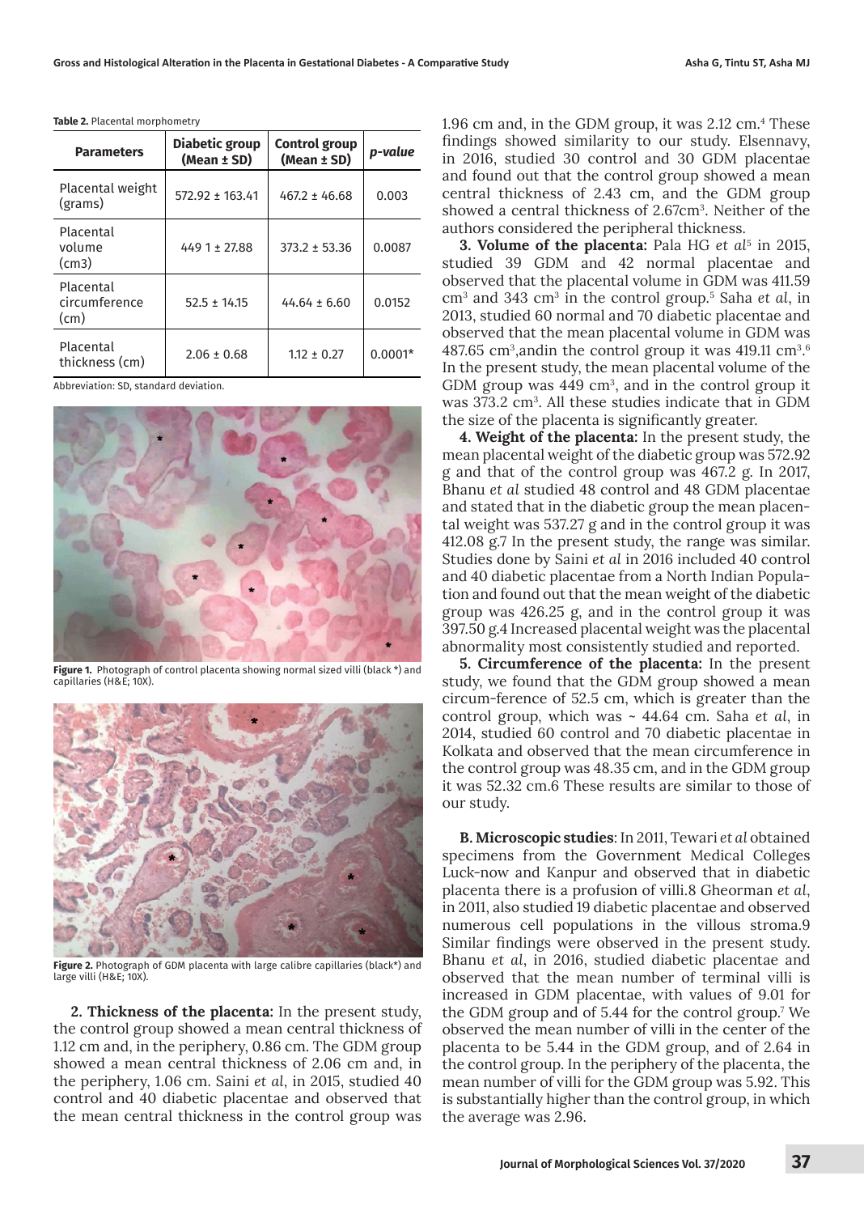**Table 2.** Placental morphometry

| Parameters | Diabetic group (Mean ± SD) | Control group (Mean ± SD) | *p-value* |
|---|---|---|---|
| Placental weight (grams) | 572.92 ± 163.41 | 467.2 ± 46.68 | 0.003 |
| Placental volume (cm3) | 449 1 ± 27.88 | 373.2 ± 53.36 | 0.0087 |
| Placental circumference (cm) | 52.5 ± 14.15 | 44.64 ± 6.60 | 0.0152 |
| Placental thickness (cm) | 2.06 ± 0.68 | 1.12 ± 0.27 | 0.0001* |

Abbreviation: SD, standard deviation.

**Figure 1.** Photograph of control placenta showing normal sized villi (black *) and capillaries (H&E; 10X).

**Figure 2.** Photograph of GDM placenta with large calibre capillaries (black*) and large villi (H&E; 10X).

**2. Thickness of the placenta:** In the present study, the control group showed a mean central thickness of 1.12 cm and, in the periphery, 0.86 cm. The GDM group showed a mean central thickness of 2.06 cm and, in the periphery, 1.06 cm. Saini *et al*, in 2015, studied 40 control and 40 diabetic placentae and observed that the mean central thickness in the control group was 1.96 cm and, in the GDM group, it was 2.12 cm.[4] These findings showed similarity to our study. Elsennavy, in 2016, studied 30 control and 30 GDM placentae and found out that the control group showed a mean central thickness of 2.43 cm, and the GDM group showed a central thickness of 2.67cm$^3$. Neither of the authors considered the peripheral thickness.

**3. Volume of the placenta:** Pala HG *et al*[5] in 2015, studied 39 GDM and 42 normal placentae and observed that the placental volume in GDM was 411.59 cm$^3$ and 343 cm$^3$ in the control group.[5] Saha *et al*, in 2013, studied 60 normal and 70 diabetic placentae and observed that the mean placental volume in GDM was 487.65 cm$^3$,andin the control group it was 419.11 cm$^3$.[6] In the present study, the mean placental volume of the GDM group was 449 cm$^3$, and in the control group it was 373.2 cm$^3$. All these studies indicate that in GDM the size of the placenta is significantly greater.

**4. Weight of the placenta:** In the present study, the mean placental weight of the diabetic group was 572.92 g and that of the control group was 467.2 g. In 2017, Bhanu *et al* studied 48 control and 48 GDM placentae and stated that in the diabetic group the mean placental weight was 537.27 g and in the control group it was 412.08 g.[7] In the present study, the range was similar. Studies done by Saini *et al* in 2016 included 40 control and 40 diabetic placentae from a North Indian Population and found out that the mean weight of the diabetic group was 426.25 g, and in the control group it was 397.50 g.4 Increased placental weight was the placental abnormality most consistently studied and reported.

**5. Circumference of the placenta:** In the present study, we found that the GDM group showed a mean circum-ference of 52.5 cm, which is greater than the control group, which was ~ 44.64 cm. Saha *et al*, in 2014, studied 60 control and 70 diabetic placentae in Kolkata and observed that the mean circumference in the control group was 48.35 cm, and in the GDM group it was 52.32 cm.6 These results are similar to those of our study.

**B. Microscopic studies**: In 2011, Tewari *et al* obtained specimens from the Government Medical Colleges Luck-now and Kanpur and observed that in diabetic placenta there is a profusion of villi.8 Gheorman *et al*, in 2011, also studied 19 diabetic placentae and observed numerous cell populations in the villous stroma.9 Similar findings were observed in the present study. Bhanu *et al*, in 2016, studied diabetic placentae and observed that the mean number of terminal villi is increased in GDM placentae, with values of 9.01 for the GDM group and of 5.44 for the control group.[7] We observed the mean number of villi in the center of the placenta to be 5.44 in the GDM group, and of 2.64 in the control group. In the periphery of the placenta, the mean number of villi for the GDM group was 5.92. This is substantially higher than the control group, in which the average was 2.96.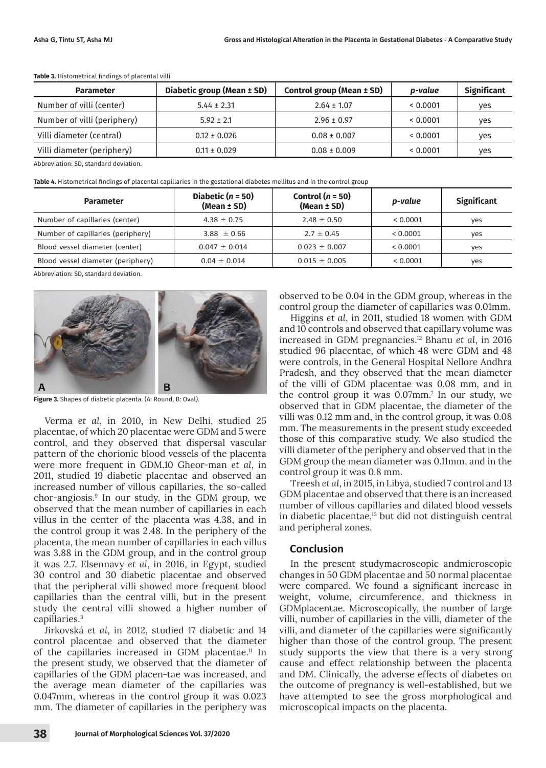**Table 3.** Histometrical findings of placental villi

| Parameter | Diabetic group (Mean ± SD) | Control group (Mean ± SD) | *p-value* | Significant |
|---|---|---|---|---|
| Number of villi (center) | 5.44 ± 2.31 | 2.64 ± 1.07 | < 0.0001 | yes |
| Number of villi (periphery) | 5.92 ± 2.1 | 2.96 ± 0.97 | < 0.0001 | yes |
| Villi diameter (central) | 0.12 ± 0.026 | 0.08 ± 0.007 | < 0.0001 | yes |
| Villi diameter (periphery) | 0.11 ± 0.029 | 0.08 ± 0.009 | < 0.0001 | yes |

Abbreviation: SD, standard deviation.

**Table 4.** Histometrical findings of placental capillaries in the gestational diabetes mellitus and in the control group

| Parameter | Diabetic (*n* = 50) (Mean ± SD) | Control (*n* = 50) (Mean ± SD) | *p-value* | Significant |
|---|---|---|---|---|
| Number of capillaries (center) | 4.38 ± 0.75 | 2.48 ± 0.50 | < 0.0001 | yes |
| Number of capillaries (periphery) | 3.88 ± 0.66 | 2.7 ± 0.45 | < 0.0001 | yes |
| Blood vessel diameter (center) | 0.047 ± 0.014 | 0.023 ± 0.007 | < 0.0001 | yes |
| Blood vessel diameter (periphery) | 0.04 ± 0.014 | 0.015 ± 0.005 | < 0.0001 | yes |

Abbreviation: SD, standard deviation.

**Figure 3.** Shapes of diabetic placenta. (A: Round, B: Oval).

Verma *et al*, in 2010, in New Delhi, studied 25 placentae, of which 20 placentae were GDM and 5 were control, and they observed that dispersal vascular pattern of the chorionic blood vessels of the placenta were more frequent in GDM.10 Gheor-man *et al*, in 2011, studied 19 diabetic placentae and observed an increased number of villous capillaries, the so-called chor-angiosis.[9] In our study, in the GDM group, we observed that the mean number of capillaries in each villus in the center of the placenta was 4.38, and in the control group it was 2.48. In the periphery of the placenta, the mean number of capillaries in each villus was 3.88 in the GDM group, and in the control group it was 2.7. Elsennavy *et al*, in 2016, in Egypt, studied 30 control and 30 diabetic placentae and observed that the peripheral villi showed more frequent blood capillaries than the central villi, but in the present study the central villi showed a higher number of capillaries.[3]

Jirkovská *et al*, in 2012, studied 17 diabetic and 14 control placentae and observed that the diameter of the capillaries increased in GDM placentae.[11] In the present study, we observed that the diameter of capillaries of the GDM placen-tae was increased, and the average mean diameter of the capillaries was 0.047mm, whereas in the control group it was 0.023 mm. The diameter of capillaries in the periphery was observed to be 0.04 in the GDM group, whereas in the control group the diameter of capillaries was 0.01mm.

Higgins *et al*, in 2011, studied 18 women with GDM and 10 controls and observed that capillary volume was increased in GDM pregnancies.[12] Bhanu *et al*, in 2016 studied 96 placentae, of which 48 were GDM and 48 were controls, in the General Hospital Nellore Andhra Pradesh, and they observed that the mean diameter of the villi of GDM placentae was 0.08 mm, and in the control group it was 0.07mm.[7] In our study, we observed that in GDM placentae, the diameter of the villi was 0.12 mm and, in the control group, it was 0.08 mm. The measurements in the present study exceeded those of this comparative study. We also studied the villi diameter of the periphery and observed that in the GDM group the mean diameter was 0.11mm, and in the control group it was 0.8 mm.

Treesh *et al*, in 2015, in Libya, studied 7 control and 13 GDM placentae and observed that there is an increased number of villous capillaries and dilated blood vessels in diabetic placentae,[13] but did not distinguish central and peripheral zones.

## Conclusion

In the present studymacroscopic andmicroscopic changes in 50 GDM placentae and 50 normal placentae were compared. We found a significant increase in weight, volume, circumference, and thickness in GDMplacentae. Microscopically, the number of large villi, number of capillaries in the villi, diameter of the villi, and diameter of the capillaries were significantly higher than those of the control group. The present study supports the view that there is a very strong cause and effect relationship between the placenta and DM. Clinically, the adverse effects of diabetes on the outcome of pregnancy is well-established, but we have attempted to see the gross morphological and microscopical impacts on the placenta.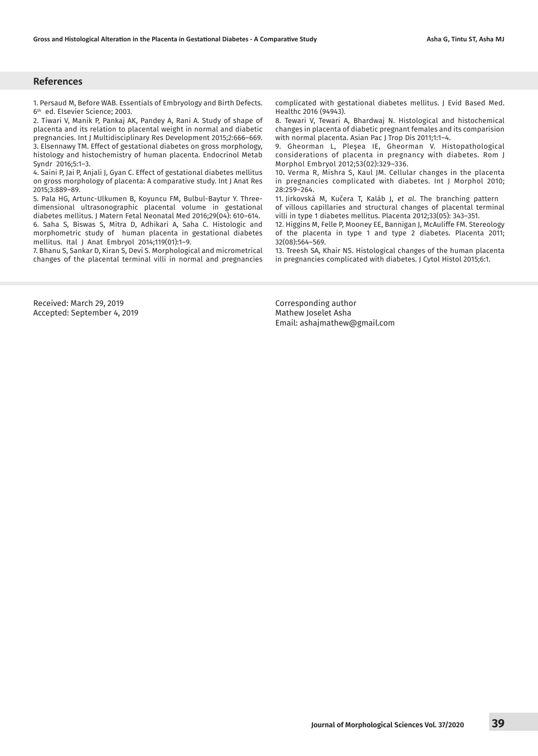## References

1. Persaud M, Before WAB. Essentials of Embryology and Birth Defects. 6th ed. Elsevier Science; 2003.
2. Tiwari V, Manik P, Pankaj AK, Pandey A, Rani A. Study of shape of placenta and its relation to placental weight in normal and diabetic pregnancies. Int J Multidisciplinary Res Development 2015;2:666–669.
3. Elsennawy TM. Effect of gestational diabetes on gross morphology, histology and histochemistry of human placenta. Endocrinol Metab Syndr 2016;5:1–3.
4. Saini P, Jai P, Anjali J, Gyan C. Effect of gestational diabetes mellitus on gross morphology of placenta: A comparative study. Int J Anat Res 2015;3:889–89.
5. Pala HG, Artunc-Ulkumen B, Koyuncu FM, Bulbul-Baytur Y. Three-dimensional ultrasonographic placental volume in gestational diabetes mellitus. J Matern Fetal Neonatal Med 2016;29(04): 610–614.
6. Saha S, Biswas S, Mitra D, Adhikari A, Saha C. Histologic and morphometric study of human placenta in gestational diabetes mellitus. Ital J Anat Embryol 2014;119(01):1–9.
7. Bhanu S, Sankar D, Kiran S, Devi S. Morphological and micrometrical changes of the placental terminal villi in normal and pregnancies complicated with gestational diabetes mellitus. J Evid Based Med. Healthc 2016 (94943).
8. Tewari V, Tewari A, Bhardwaj N. Histological and histochemical changes in placenta of diabetic pregnant females and its comparision with normal placenta. Asian Pac J Trop Dis 2011;1:1–4.
9. Gheorman L, Pleşea IE, Gheorman V. Histopathological considerations of placenta in pregnancy with diabetes. Rom J Morphol Embryol 2012;53(02):329–336.
10. Verma R, Mishra S, Kaul JM. Cellular changes in the placenta in pregnancies complicated with diabetes. Int J Morphol 2010; 28:259–264.
11. Jirkovská M, Kučera T, Kaláb J, *et al*. The branching pattern of villous capillaries and structural changes of placental terminal villi in type 1 diabetes mellitus. Placenta 2012;33(05): 343–351.
12. Higgins M, Felle P, Mooney EE, Bannigan J, McAuliffe FM. Stereology of the placenta in type 1 and type 2 diabetes. Placenta 2011; 32(08):564–569.
13. Treesh SA, Khair NS. Histological changes of the human placenta in pregnancies complicated with diabetes. J Cytol Histol 2015;6:1.

Received: March 29, 2019
Accepted: September 4, 2019

Corresponding author
Mathew Joselet Asha
Email: ashajmathew@gmail.com